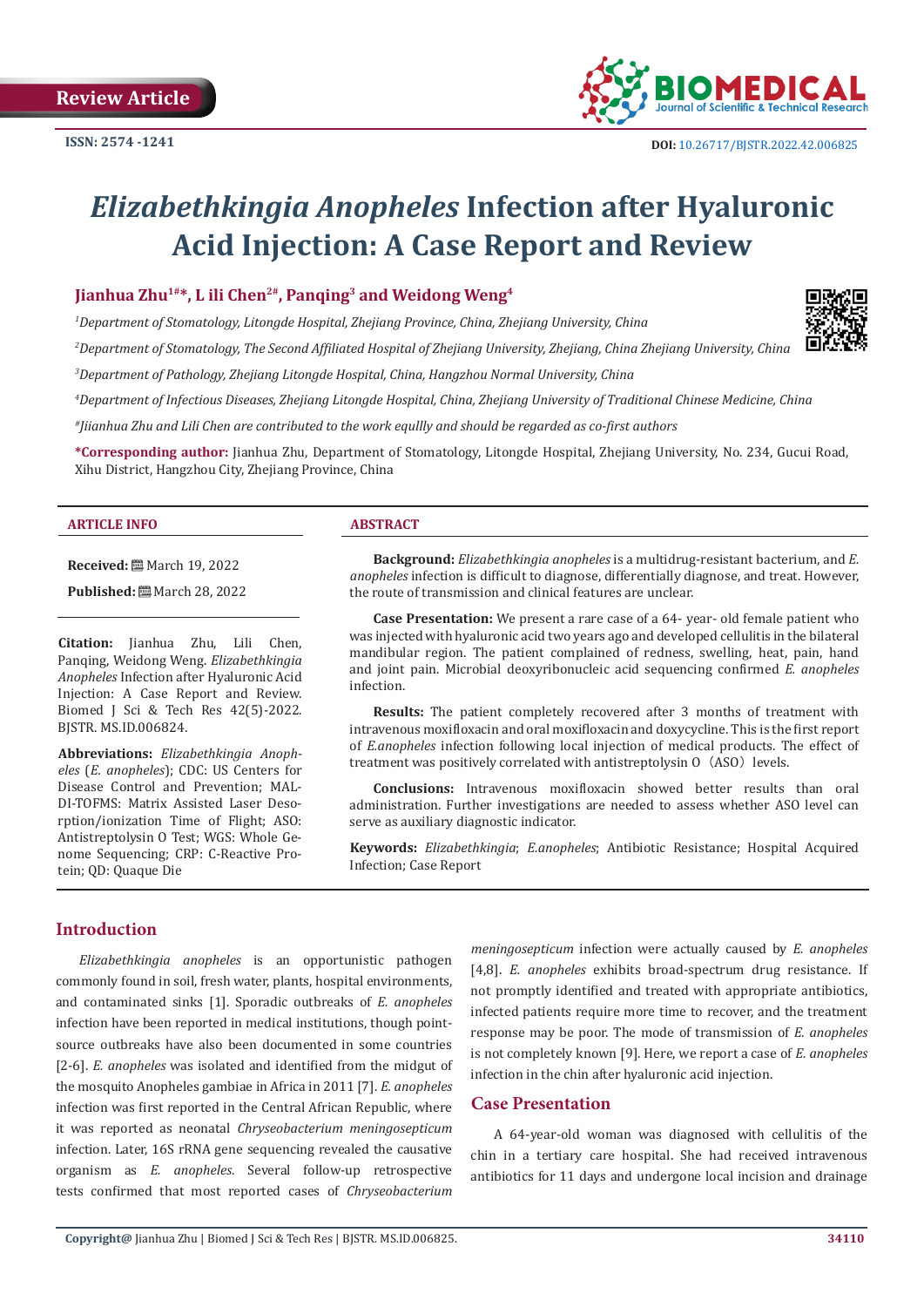Review Article

ISSN: 2574 -1241

DOI: 10.26717/BJSTR.2022.42.006825

# *Elizabethkingia Anopheles* Infection after Hyaluronic Acid Injection: A Case Report and Review

**Jianhua Zhu[1#*], L ili Chen[2#], Panqing[3] and Weidong Weng[4]**

*[1]Department of Stomatology, Litongde Hospital, Zhejiang Province, China, Zhejiang University, China*

*[2]Department of Stomatology, The Second Affiliated Hospital of Zhejiang University, Zhejiang, China Zhejiang University, China*

*[3]Department of Pathology, Zhejiang Litongde Hospital, China, Hangzhou Normal University, China*

*[4]Department of Infectious Diseases, Zhejiang Litongde Hospital, China, Zhejiang University of Traditional Chinese Medicine, China*

*[#]Jiianhua Zhu and Lili Chen are contributed to the work equllly and should be regarded as co-first authors*

**\*Corresponding author:** Jianhua Zhu, Department of Stomatology, Litongde Hospital, Zhejiang University, No. 234, Gucui Road, Xihu District, Hangzhou City, Zhejiang Province, China

**ARTICLE INFO**

**Received:** March 19, 2022

**Published:** March 28, 2022

**Citation:** Jianhua Zhu, Lili Chen, Panqing, Weidong Weng. *Elizabethkingia Anopheles* Infection after Hyaluronic Acid Injection: A Case Report and Review. Biomed J Sci & Tech Res 42(5)-2022. BJSTR. MS.ID.006824.

**Abbreviations:** *Elizabethkingia Anopheles* (*E. anopheles*); CDC: US Centers for Disease Control and Prevention; MALDI-TOFMS: Matrix Assisted Laser Desorption/ionization Time of Flight; ASO: Antistreptolysin O Test; WGS: Whole Genome Sequencing; CRP: C-Reactive Protein; QD: Quaque Die

**ABSTRACT**

**Background:** *Elizabethkingia anopheles* is a multidrug-resistant bacterium, and *E. anopheles* infection is difficult to diagnose, differentially diagnose, and treat. However, the route of transmission and clinical features are unclear.

**Case Presentation:** We present a rare case of a 64- year- old female patient who was injected with hyaluronic acid two years ago and developed cellulitis in the bilateral mandibular region. The patient complained of redness, swelling, heat, pain, hand and joint pain. Microbial deoxyribonucleic acid sequencing confirmed *E. anopheles* infection.

**Results:** The patient completely recovered after 3 months of treatment with intravenous moxifloxacin and oral moxifloxacin and doxycycline. This is the first report of *E.anopheles* infection following local injection of medical products. The effect of treatment was positively correlated with antistreptolysin O（ASO）levels.

**Conclusions:** Intravenous moxifloxacin showed better results than oral administration. Further investigations are needed to assess whether ASO level can serve as auxiliary diagnostic indicator.

**Keywords:** *Elizabethkingia*; *E.anopheles*; Antibiotic Resistance; Hospital Acquired Infection; Case Report

## Introduction

*Elizabethkingia anopheles* is an opportunistic pathogen commonly found in soil, fresh water, plants, hospital environments, and contaminated sinks [1]. Sporadic outbreaks of *E. anopheles* infection have been reported in medical institutions, though point-source outbreaks have also been documented in some countries [2-6]. *E. anopheles* was isolated and identified from the midgut of the mosquito Anopheles gambiae in Africa in 2011 [7]. *E. anopheles* infection was first reported in the Central African Republic, where it was reported as neonatal *Chryseobacterium meningosepticum* infection. Later, 16S rRNA gene sequencing revealed the causative organism as *E. anopheles*. Several follow-up retrospective tests confirmed that most reported cases of *Chryseobacterium meningosepticum* infection were actually caused by *E. anopheles* [4,8]. *E. anopheles* exhibits broad-spectrum drug resistance. If not promptly identified and treated with appropriate antibiotics, infected patients require more time to recover, and the treatment response may be poor. The mode of transmission of *E. anopheles* is not completely known [9]. Here, we report a case of *E. anopheles* infection in the chin after hyaluronic acid injection.

## Case Presentation

A 64-year-old woman was diagnosed with cellulitis of the chin in a tertiary care hospital. She had received intravenous antibiotics for 11 days and undergone local incision and drainage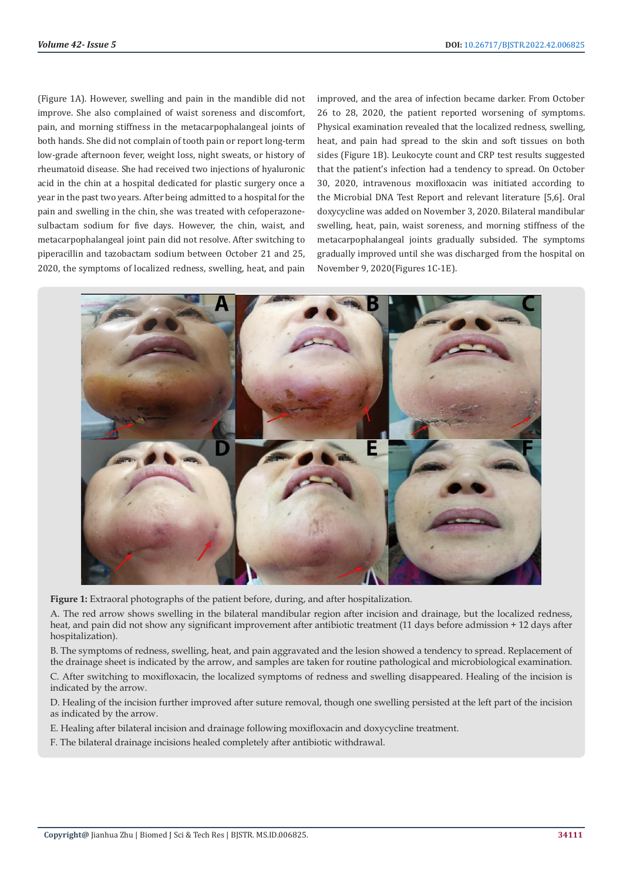(Figure 1A). However, swelling and pain in the mandible did not improve. She also complained of waist soreness and discomfort, pain, and morning stiffness in the metacarpophalangeal joints of both hands. She did not complain of tooth pain or report long-term low-grade afternoon fever, weight loss, night sweats, or history of rheumatoid disease. She had received two injections of hyaluronic acid in the chin at a hospital dedicated for plastic surgery once a year in the past two years. After being admitted to a hospital for the pain and swelling in the chin, she was treated with cefoperazone-sulbactam sodium for five days. However, the chin, waist, and metacarpophalangeal joint pain did not resolve. After switching to piperacillin and tazobactam sodium between October 21 and 25, 2020, the symptoms of localized redness, swelling, heat, and pain improved, and the area of infection became darker. From October 26 to 28, 2020, the patient reported worsening of symptoms. Physical examination revealed that the localized redness, swelling, heat, and pain had spread to the skin and soft tissues on both sides (Figure 1B). Leukocyte count and CRP test results suggested that the patient's infection had a tendency to spread. On October 30, 2020, intravenous moxifloxacin was initiated according to the Microbial DNA Test Report and relevant literature [5,6]. Oral doxycycline was added on November 3, 2020. Bilateral mandibular swelling, heat, pain, waist soreness, and morning stiffness of the metacarpophalangeal joints gradually subsided. The symptoms gradually improved until she was discharged from the hospital on November 9, 2020(Figures 1C-1E).

**Figure 1:** Extraoral photographs of the patient before, during, and after hospitalization.

A. The red arrow shows swelling in the bilateral mandibular region after incision and drainage, but the localized redness, heat, and pain did not show any significant improvement after antibiotic treatment (11 days before admission + 12 days after hospitalization).

B. The symptoms of redness, swelling, heat, and pain aggravated and the lesion showed a tendency to spread. Replacement of the drainage sheet is indicated by the arrow, and samples are taken for routine pathological and microbiological examination.

C. After switching to moxifloxacin, the localized symptoms of redness and swelling disappeared. Healing of the incision is indicated by the arrow.

D. Healing of the incision further improved after suture removal, though one swelling persisted at the left part of the incision as indicated by the arrow.

E. Healing after bilateral incision and drainage following moxifloxacin and doxycycline treatment.

F. The bilateral drainage incisions healed completely after antibiotic withdrawal.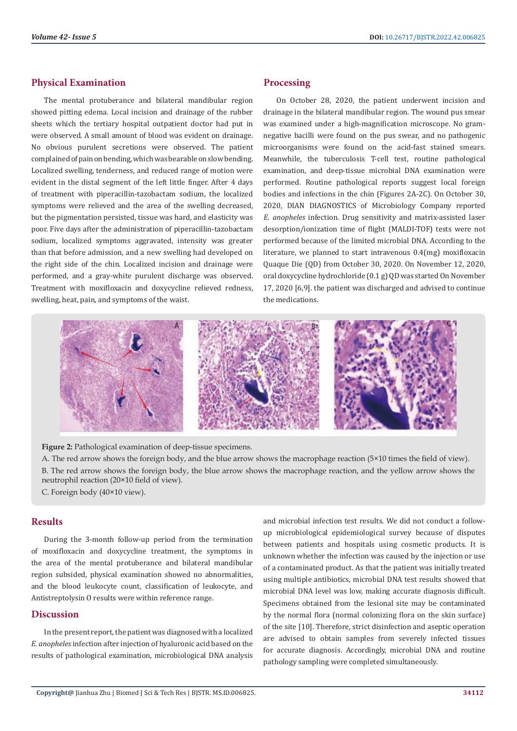## Physical Examination

The mental protuberance and bilateral mandibular region showed pitting edema. Local incision and drainage of the rubber sheets which the tertiary hospital outpatient doctor had put in were observed. A small amount of blood was evident on drainage. No obvious purulent secretions were observed. The patient complained of pain on bending, which was bearable on slow bending. Localized swelling, tenderness, and reduced range of motion were evident in the distal segment of the left little finger. After 4 days of treatment with piperacillin-tazobactam sodium, the localized symptoms were relieved and the area of the swelling decreased, but the pigmentation persisted, tissue was hard, and elasticity was poor. Five days after the administration of piperacillin-tazobactam sodium, localized symptoms aggravated, intensity was greater than that before admission, and a new swelling had developed on the right side of the chin. Localized incision and drainage were performed, and a gray-white purulent discharge was observed. Treatment with moxifloxacin and doxycycline relieved redness, swelling, heat, pain, and symptoms of the waist.

## Processing

On October 28, 2020, the patient underwent incision and drainage in the bilateral mandibular region. The wound pus smear was examined under a high-magnification microscope. No gram-negative bacilli were found on the pus swear, and no pathogenic microorganisms were found on the acid-fast stained smears. Meanwhile, the tuberculosis T-cell test, routine pathological examination, and deep-tissue microbial DNA examination were performed. Routine pathological reports suggest local foreign bodies and infections in the chin (Figures 2A-2C). On October 30, 2020, DIAN DIAGNOSTICS of Microbiology Company reported *E. anopheles* infection. Drug sensitivity and matrix-assisted laser desorption/ionization time of flight (MALDI-TOF) tests were not performed because of the limited microbial DNA. According to the literature, we planned to start intravenous 0.4(mg) moxifloxacin Quaque Die (QD) from October 30, 2020. On November 12, 2020, oral doxycycline hydrochloride (0.1 g) QD was started On November 17, 2020 [6,9]. the patient was discharged and advised to continue the medications.

**Figure 2:** Pathological examination of deep-tissue specimens.

A. The red arrow shows the foreign body, and the blue arrow shows the macrophage reaction (5×10 times the field of view).

B. The red arrow shows the foreign body, the blue arrow shows the macrophage reaction, and the yellow arrow shows the neutrophil reaction (20×10 field of view).

C. Foreign body (40×10 view).

## Results

During the 3-month follow-up period from the termination of moxifloxacin and doxycycline treatment, the symptoms in the area of the mental protuberance and bilateral mandibular region subsided, physical examination showed no abnormalities, and the blood leukocyte count, classification of leukocyte, and Antistreptolysin O results were within reference range.

## Discussion

In the present report, the patient was diagnosed with a localized *E. anopheles* infection after injection of hyaluronic acid based on the results of pathological examination, microbiological DNA analysis and microbial infection test results. We did not conduct a follow-up microbiological epidemiological survey because of disputes between patients and hospitals using cosmetic products. It is unknown whether the infection was caused by the injection or use of a contaminated product. As that the patient was initially treated using multiple antibiotics, microbial DNA test results showed that microbial DNA level was low, making accurate diagnosis difficult. Specimens obtained from the lesional site may be contaminated by the normal flora (normal colonizing flora on the skin surface) of the site [10]. Therefore, strict disinfection and aseptic operation are advised to obtain samples from severely infected tissues for accurate diagnosis. Accordingly, microbial DNA and routine pathology sampling were completed simultaneously.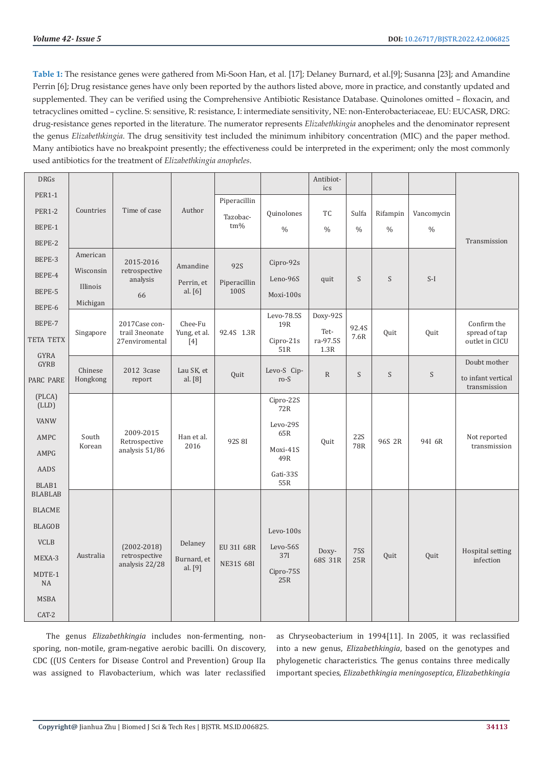**Table 1:** The resistance genes were gathered from Mi-Soon Han, et al. [17]; Delaney Burnard, et al.[9]; Susanna [23]; and Amandine Perrin [6]; Drug resistance genes have only been reported by the authors listed above, more in practice, and constantly updated and supplemented. They can be verified using the Comprehensive Antibiotic Resistance Database. Quinolones omitted – floxacin, and tetracyclines omitted – cycline. S: sensitive, R: resistance, I: intermediate sensitivity, NE: non-Enterobacteriaceae, EU: EUCASR, DRG: drug-resistance genes reported in the literature. The numerator represents *Elizabethkingia* anopheles and the denominator represent the genus *Elizabethkingia*. The drug sensitivity test included the minimum inhibitory concentration (MIC) and the paper method. Many antibiotics have no breakpoint presently; the effectiveness could be interpreted in the experiment; only the most commonly used antibiotics for the treatment of *Elizabethkingia anopheles*.

| DRGs | | | | | | Antibiotics | | | | |
|---|---|---|---|---|---|---|---|---|---|---|
| PER1-1 PER1-2 BEPE-1 BEPE-2 | Countries | Time of case | Author | Piperacillin Tazobactm% | Quinolones % | TC % | Sulfa % | Rifampin % | Vancomycin % | Transmission |
| BEPE-3 BEPE-4 BEPE-5 BEPE-6 | American Wisconsin Illinois Michigan | 2015-2016 retrospective analysis 66 | Amandine Perrin, et al. [6] | 92S Piperacillin 100S | Cipro-92s Leno-96S Moxi-100s | quit | S | S | S-I | |
| BEPE-7 TETA TETX | Singapore | 2017Case contrail 3neonate 27enviromental | Chee-Fu Yung, et al. [4] | 92.4S 1.3R | Levo-78.5S 19R Cipro-21s 51R | Doxy-92S Tetra-97.5S 1.3R | 92.4S 7.6R | Quit | Quit | Confirm the spread of tap outlet in CICU |
| GYRA GYRB PARC PARE | Chinese Hongkong | 2012 3case report | Lau SK, et al. [8] | Quit | Levo-S Cipro-S | R | S | S | S | Doubt mother to infant vertical transmission |
| (PLCA) (LLD) VANW AMPC AMPG AADS BLAB1 | South Korean | 2009-2015 Retrospective analysis 51/86 | Han et al. 2016 | 92S 8I | Cipro-22S 72R Levo-29S 65R Moxi-41S 49R Gati-33S 55R | Quit | 22S 78R | 96S 2R | 94I 6R | Not reported transmission |
| BLABLAB BLACME BLAGOB VCLB MEXA-3 MDTE-1 NA MSBA CAT-2 | Australia | (2002-2018) retrospective analysis 22/28 | Delaney Burnard, et al. [9] | EU 31I 68R NE31S 68I | Levo-100s Levo-56S 37I Cipro-75S 25R | Doxy-68S 31R | 75S 25R | Quit | Quit | Hospital setting infection |

The genus *Elizabethkingia* includes non-fermenting, non-sporing, non-motile, gram-negative aerobic bacilli. On discovery, CDC ((US Centers for Disease Control and Prevention) Group IIa was assigned to Flavobacterium, which was later reclassified as Chryseobacterium in 1994[11]. In 2005, it was reclassified into a new genus, *Elizabethkingia*, based on the genotypes and phylogenetic characteristics. The genus contains three medically important species, *Elizabethkingia meningoseptica*, *Elizabethkingia*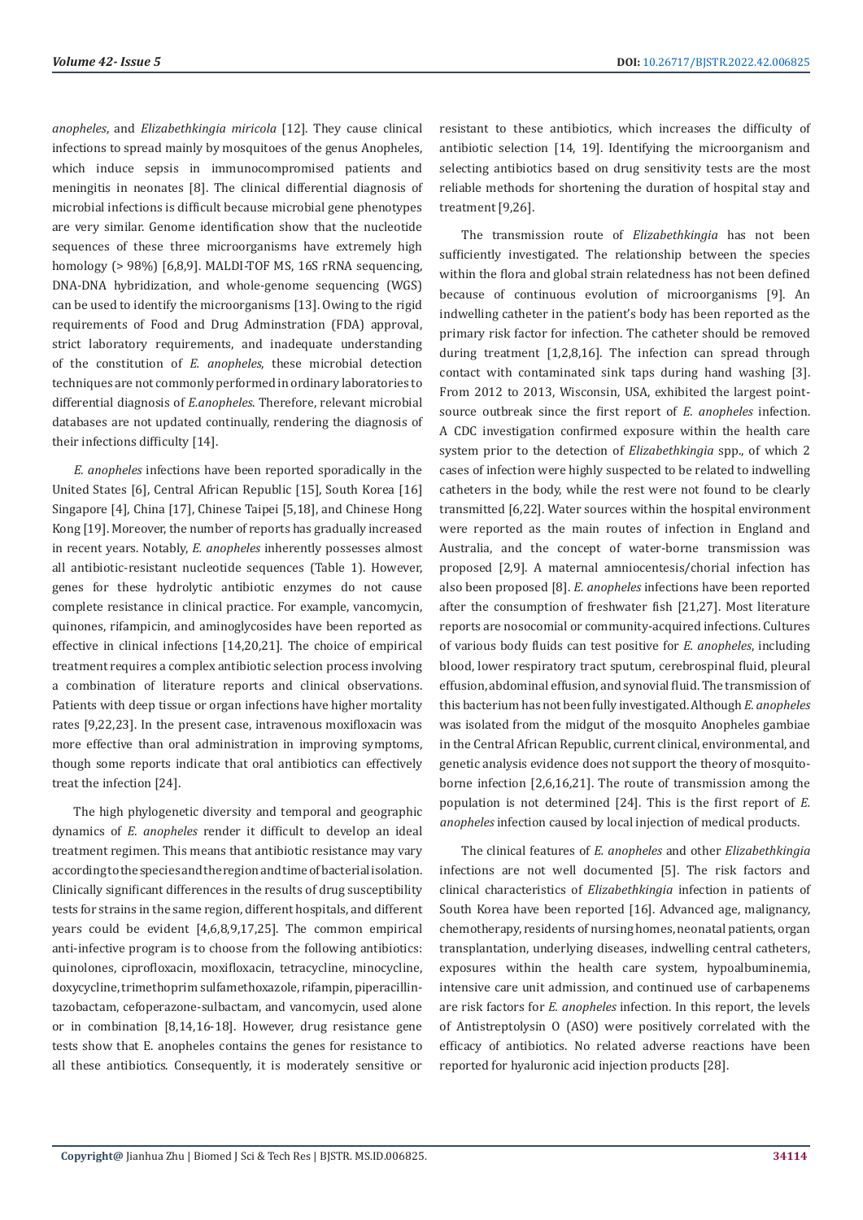*anopheles*, and *Elizabethkingia miricola* [12]. They cause clinical infections to spread mainly by mosquitoes of the genus Anopheles, which induce sepsis in immunocompromised patients and meningitis in neonates [8]. The clinical differential diagnosis of microbial infections is difficult because microbial gene phenotypes are very similar. Genome identification show that the nucleotide sequences of these three microorganisms have extremely high homology (> 98%) [6,8,9]. MALDI-TOF MS, 16S rRNA sequencing, DNA-DNA hybridization, and whole-genome sequencing (WGS) can be used to identify the microorganisms [13]. Owing to the rigid requirements of Food and Drug Adminstration (FDA) approval, strict laboratory requirements, and inadequate understanding of the constitution of *E. anopheles*, these microbial detection techniques are not commonly performed in ordinary laboratories to differential diagnosis of *E.anopheles*. Therefore, relevant microbial databases are not updated continually, rendering the diagnosis of their infections difficulty [14].

*E. anopheles* infections have been reported sporadically in the United States [6], Central African Republic [15], South Korea [16] Singapore [4], China [17], Chinese Taipei [5,18], and Chinese Hong Kong [19]. Moreover, the number of reports has gradually increased in recent years. Notably, *E. anopheles* inherently possesses almost all antibiotic-resistant nucleotide sequences (Table 1). However, genes for these hydrolytic antibiotic enzymes do not cause complete resistance in clinical practice. For example, vancomycin, quinones, rifampicin, and aminoglycosides have been reported as effective in clinical infections [14,20,21]. The choice of empirical treatment requires a complex antibiotic selection process involving a combination of literature reports and clinical observations. Patients with deep tissue or organ infections have higher mortality rates [9,22,23]. In the present case, intravenous moxifloxacin was more effective than oral administration in improving symptoms, though some reports indicate that oral antibiotics can effectively treat the infection [24].

The high phylogenetic diversity and temporal and geographic dynamics of *E. anopheles* render it difficult to develop an ideal treatment regimen. This means that antibiotic resistance may vary according to the species and the region and time of bacterial isolation. Clinically significant differences in the results of drug susceptibility tests for strains in the same region, different hospitals, and different years could be evident [4,6,8,9,17,25]. The common empirical anti-infective program is to choose from the following antibiotics: quinolones, ciprofloxacin, moxifloxacin, tetracycline, minocycline, doxycycline, trimethoprim sulfamethoxazole, rifampin, piperacillin-tazobactam, cefoperazone-sulbactam, and vancomycin, used alone or in combination [8,14,16-18]. However, drug resistance gene tests show that E. anopheles contains the genes for resistance to all these antibiotics. Consequently, it is moderately sensitive or resistant to these antibiotics, which increases the difficulty of antibiotic selection [14, 19]. Identifying the microorganism and selecting antibiotics based on drug sensitivity tests are the most reliable methods for shortening the duration of hospital stay and treatment [9,26].

The transmission route of *Elizabethkingia* has not been sufficiently investigated. The relationship between the species within the flora and global strain relatedness has not been defined because of continuous evolution of microorganisms [9]. An indwelling catheter in the patient's body has been reported as the primary risk factor for infection. The catheter should be removed during treatment [1,2,8,16]. The infection can spread through contact with contaminated sink taps during hand washing [3]. From 2012 to 2013, Wisconsin, USA, exhibited the largest point-source outbreak since the first report of *E. anopheles* infection. A CDC investigation confirmed exposure within the health care system prior to the detection of *Elizabethkingia* spp., of which 2 cases of infection were highly suspected to be related to indwelling catheters in the body, while the rest were not found to be clearly transmitted [6,22]. Water sources within the hospital environment were reported as the main routes of infection in England and Australia, and the concept of water-borne transmission was proposed [2,9]. A maternal amniocentesis/chorial infection has also been proposed [8]. *E. anopheles* infections have been reported after the consumption of freshwater fish [21,27]. Most literature reports are nosocomial or community-acquired infections. Cultures of various body fluids can test positive for *E. anopheles*, including blood, lower respiratory tract sputum, cerebrospinal fluid, pleural effusion, abdominal effusion, and synovial fluid. The transmission of this bacterium has not been fully investigated. Although *E. anopheles* was isolated from the midgut of the mosquito Anopheles gambiae in the Central African Republic, current clinical, environmental, and genetic analysis evidence does not support the theory of mosquito-borne infection [2,6,16,21]. The route of transmission among the population is not determined [24]. This is the first report of *E. anopheles* infection caused by local injection of medical products.

The clinical features of *E. anopheles* and other *Elizabethkingia* infections are not well documented [5]. The risk factors and clinical characteristics of *Elizabethkingia* infection in patients of South Korea have been reported [16]. Advanced age, malignancy, chemotherapy, residents of nursing homes, neonatal patients, organ transplantation, underlying diseases, indwelling central catheters, exposures within the health care system, hypoalbuminemia, intensive care unit admission, and continued use of carbapenems are risk factors for *E. anopheles* infection. In this report, the levels of Antistreptolysin O (ASO) were positively correlated with the efficacy of antibiotics. No related adverse reactions have been reported for hyaluronic acid injection products [28].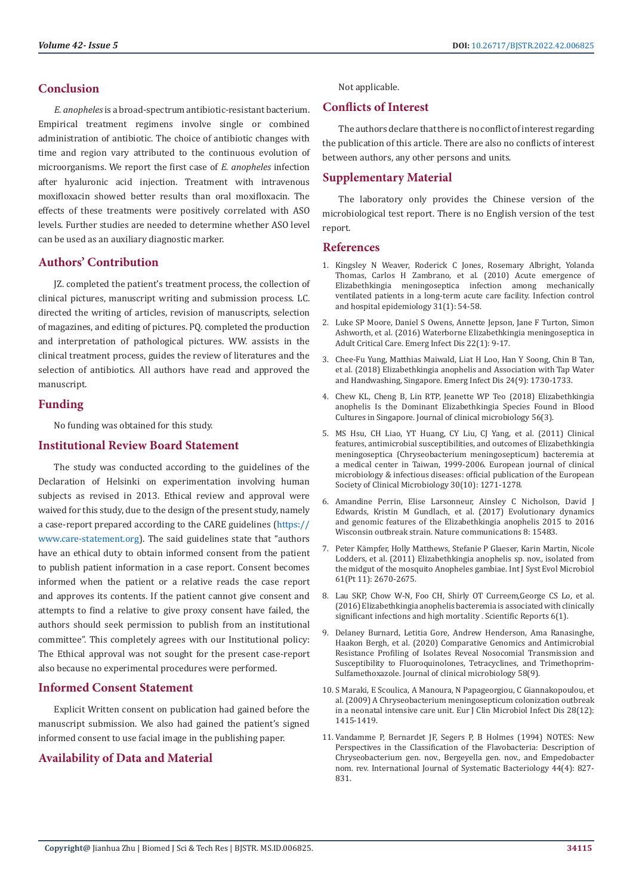## Conclusion

*E. anopheles* is a broad-spectrum antibiotic-resistant bacterium. Empirical treatment regimens involve single or combined administration of antibiotic. The choice of antibiotic changes with time and region vary attributed to the continuous evolution of microorganisms. We report the first case of *E. anopheles* infection after hyaluronic acid injection. Treatment with intravenous moxifloxacin showed better results than oral moxifloxacin. The effects of these treatments were positively correlated with ASO levels. Further studies are needed to determine whether ASO level can be used as an auxiliary diagnostic marker.

## Authors' Contribution

JZ. completed the patient's treatment process, the collection of clinical pictures, manuscript writing and submission process. LC. directed the writing of articles, revision of manuscripts, selection of magazines, and editing of pictures. PQ. completed the production and interpretation of pathological pictures. WW. assists in the clinical treatment process, guides the review of literatures and the selection of antibiotics. All authors have read and approved the manuscript.

## Funding

No funding was obtained for this study.

## Institutional Review Board Statement

The study was conducted according to the guidelines of the Declaration of Helsinki on experimentation involving human subjects as revised in 2013. Ethical review and approval were waived for this study, due to the design of the present study, namely a case-report prepared according to the CARE guidelines (https://www.care-statement.org). The said guidelines state that "authors have an ethical duty to obtain informed consent from the patient to publish patient information in a case report. Consent becomes informed when the patient or a relative reads the case report and approves its contents. If the patient cannot give consent and attempts to find a relative to give proxy consent have failed, the authors should seek permission to publish from an institutional committee". This completely agrees with our Institutional policy: The Ethical approval was not sought for the present case-report also because no experimental procedures were performed.

## Informed Consent Statement

Explicit Written consent on publication had gained before the manuscript submission. We also had gained the patient's signed informed consent to use facial image in the publishing paper.

## Availability of Data and Material

Not applicable.

## Conflicts of Interest

The authors declare that there is no conflict of interest regarding the publication of this article. There are also no conflicts of interest between authors, any other persons and units.

## Supplementary Material

The laboratory only provides the Chinese version of the microbiological test report. There is no English version of the test report.

## References

1. Kingsley N Weaver, Roderick C Jones, Rosemary Albright, Yolanda Thomas, Carlos H Zambrano, et al. (2010) Acute emergence of Elizabethkingia meningoseptica infection among mechanically ventilated patients in a long-term acute care facility. Infection control and hospital epidemiology 31(1): 54-58.
2. Luke SP Moore, Daniel S Owens, Annette Jepson, Jane F Turton, Simon Ashworth, et al. (2016) Waterborne Elizabethkingia meningoseptica in Adult Critical Care. Emerg Infect Dis 22(1): 9-17.
3. Chee-Fu Yung, Matthias Maiwald, Liat H Loo, Han Y Soong, Chin B Tan, et al. (2018) Elizabethkingia anophelis and Association with Tap Water and Handwashing, Singapore. Emerg Infect Dis 24(9): 1730-1733.
4. Chew KL, Cheng B, Lin RTP, Jeanette WP Teo (2018) Elizabethkingia anophelis Is the Dominant Elizabethkingia Species Found in Blood Cultures in Singapore. Journal of clinical microbiology 56(3).
5. MS Hsu, CH Liao, YT Huang, CY Liu, CJ Yang, et al. (2011) Clinical features, antimicrobial susceptibilities, and outcomes of Elizabethkingia meningoseptica (Chryseobacterium meningosepticum) bacteremia at a medical center in Taiwan, 1999-2006. European journal of clinical microbiology & infectious diseases: official publication of the European Society of Clinical Microbiology 30(10): 1271-1278.
6. Amandine Perrin, Elise Larsonneur, Ainsley C Nicholson, David J Edwards, Kristin M Gundlach, et al. (2017) Evolutionary dynamics and genomic features of the Elizabethkingia anophelis 2015 to 2016 Wisconsin outbreak strain. Nature communications 8: 15483.
7. Peter Kämpfer, Holly Matthews, Stefanie P Glaeser, Karin Martin, Nicole Lodders, et al. (2011) Elizabethkingia anophelis sp. nov., isolated from the midgut of the mosquito Anopheles gambiae. Int J Syst Evol Microbiol 61(Pt 11): 2670-2675.
8. Lau SKP, Chow W-N, Foo CH, Shirly OT Curreem,George CS Lo, et al. (2016) Elizabethkingia anophelis bacteremia is associated with clinically significant infections and high mortality . Scientific Reports 6(1).
9. Delaney Burnard, Letitia Gore, Andrew Henderson, Ama Ranasinghe, Haakon Bergh, et al. (2020) Comparative Genomics and Antimicrobial Resistance Profiling of Isolates Reveal Nosocomial Transmission and Susceptibility to Fluoroquinolones, Tetracyclines, and Trimethoprim-Sulfamethoxazole. Journal of clinical microbiology 58(9).
10. S Maraki, E Scoulica, A Manoura, N Papageorgiou, C Giannakopoulou, et al. (2009) A Chryseobacterium meningosepticum colonization outbreak in a neonatal intensive care unit. Eur J Clin Microbiol Infect Dis 28(12): 1415-1419.
11. Vandamme P, Bernardet JF, Segers P, B Holmes (1994) NOTES: New Perspectives in the Classification of the Flavobacteria: Description of Chryseobacterium gen. nov., Bergeyella gen. nov., and Empedobacter nom. rev. International Journal of Systematic Bacteriology 44(4): 827-831.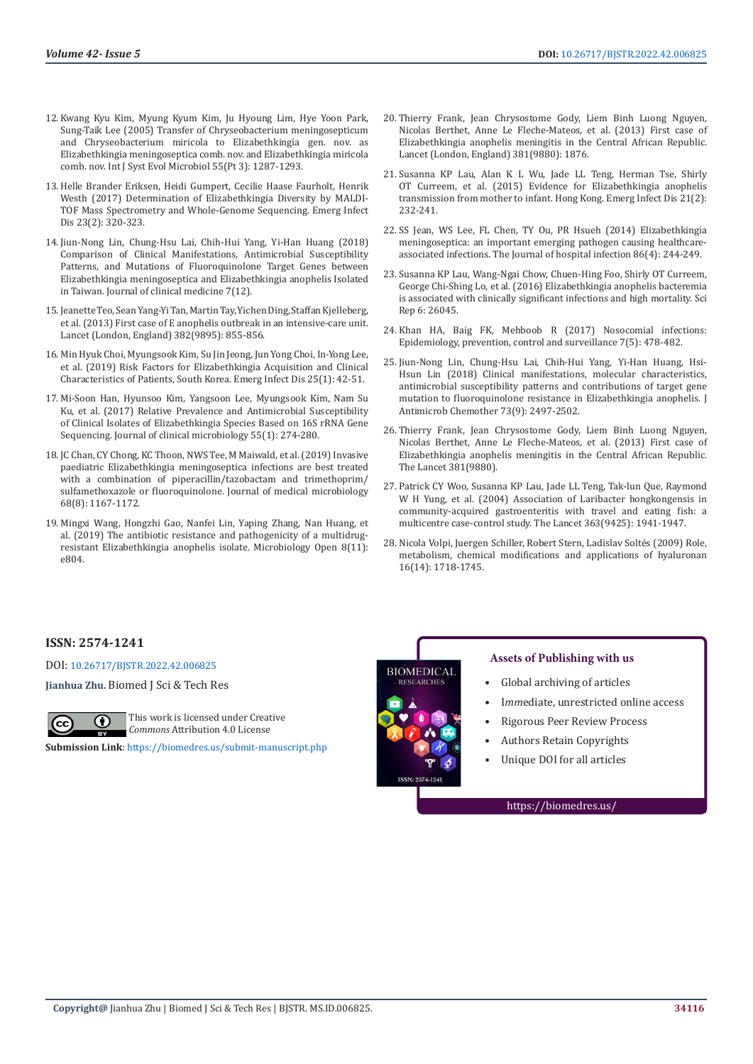12. Kwang Kyu Kim, Myung Kyum Kim, Ju Hyoung Lim, Hye Yoon Park, Sung-Taik Lee (2005) Transfer of Chryseobacterium meningosepticum and Chryseobacterium miricola to Elizabethkingia gen. nov. as Elizabethkingia meningoseptica comb. nov. and Elizabethkingia miricola comb. nov. Int J Syst Evol Microbiol 55(Pt 3): 1287-1293.

13. Helle Brander Eriksen, Heidi Gumpert, Cecilie Haase Faurholt, Henrik Westh (2017) Determination of Elizabethkingia Diversity by MALDI-TOF Mass Spectrometry and Whole-Genome Sequencing. Emerg Infect Dis 23(2): 320-323.

14. Jiun-Nong Lin, Chung-Hsu Lai, Chih-Hui Yang, Yi-Han Huang (2018) Comparison of Clinical Manifestations, Antimicrobial Susceptibility Patterns, and Mutations of Fluoroquinolone Target Genes between Elizabethkingia meningoseptica and Elizabethkingia anophelis Isolated in Taiwan. Journal of clinical medicine 7(12).

15. Jeanette Teo, Sean Yang-Yi Tan, Martin Tay, Yichen Ding, Staffan Kjelleberg, et al. (2013) First case of E anophelis outbreak in an intensive-care unit. Lancet (London, England) 382(9895): 855-856.

16. Min Hyuk Choi, Myungsook Kim, Su Jin Jeong, Jun Yong Choi, In-Yong Lee, et al. (2019) Risk Factors for Elizabethkingia Acquisition and Clinical Characteristics of Patients, South Korea. Emerg Infect Dis 25(1): 42-51.

17. Mi-Soon Han, Hyunsoo Kim, Yangsoon Lee, Myungsook Kim, Nam Su Ku, et al. (2017) Relative Prevalence and Antimicrobial Susceptibility of Clinical Isolates of Elizabethkingia Species Based on 16S rRNA Gene Sequencing. Journal of clinical microbiology 55(1): 274-280.

18. JC Chan, CY Chong, KC Thoon, NWS Tee, M Maiwald, et al. (2019) Invasive paediatric Elizabethkingia meningoseptica infections are best treated with a combination of piperacillin/tazobactam and trimethoprim/sulfamethoxazole or fluoroquinolone. Journal of medical microbiology 68(8): 1167-1172.

19. Mingxi Wang, Hongzhi Gao, Nanfei Lin, Yaping Zhang, Nan Huang, et al. (2019) The antibiotic resistance and pathogenicity of a multidrug-resistant Elizabethkingia anophelis isolate. Microbiology Open 8(11): e804.

20. Thierry Frank, Jean Chrysostome Gody, Liem Binh Luong Nguyen, Nicolas Berthet, Anne Le Fleche-Mateos, et al. (2013) First case of Elizabethkingia anophelis meningitis in the Central African Republic. Lancet (London, England) 381(9880): 1876.

21. Susanna KP Lau, Alan K L Wu, Jade LL Teng, Herman Tse, Shirly OT Curreem, et al. (2015) Evidence for Elizabethkingia anophelis transmission from mother to infant. Hong Kong. Emerg Infect Dis 21(2): 232-241.

22. SS Jean, WS Lee, FL Chen, TY Ou, PR Hsueh (2014) Elizabethkingia meningoseptica: an important emerging pathogen causing healthcare-associated infections. The Journal of hospital infection 86(4): 244-249.

23. Susanna KP Lau, Wang-Ngai Chow, Chuen-Hing Foo, Shirly OT Curreem, George Chi-Shing Lo, et al. (2016) Elizabethkingia anophelis bacteremia is associated with clinically significant infections and high mortality. Sci Rep 6: 26045.

24. Khan HA, Baig FK, Mehboob R (2017) Nosocomial infections: Epidemiology, prevention, control and surveillance 7(5): 478-482.

25. Jiun-Nong Lin, Chung-Hsu Lai, Chih-Hui Yang, Yi-Han Huang, Hsi-Hsun Lin (2018) Clinical manifestations, molecular characteristics, antimicrobial susceptibility patterns and contributions of target gene mutation to fluoroquinolone resistance in Elizabethkingia anophelis. J Antimicrob Chemother 73(9): 2497-2502.

26. Thierry Frank, Jean Chrysostome Gody, Liem Binh Luong Nguyen, Nicolas Berthet, Anne Le Fleche-Mateos, et al. (2013) First case of Elizabethkingia anophelis meningitis in the Central African Republic. The Lancet 381(9880).

27. Patrick CY Woo, Susanna KP Lau, Jade LL Teng, Tak-lun Que, Raymond W H Yung, et al. (2004) Association of Laribacter hongkongensis in community-acquired gastroenteritis with travel and eating fish: a multicentre case-control study. The Lancet 363(9425): 1941-1947.

28. Nicola Volpi, Juergen Schiller, Robert Stern, Ladislav Soltés (2009) Role, metabolism, chemical modifications and applications of hyaluronan 16(14): 1718-1745.

**ISSN: 2574-1241**

DOI: 10.26717/BJSTR.2022.42.006825

**Jianhua Zhu.** Biomed J Sci & Tech Res

This work is licensed under Creative *Commons* Attribution 4.0 License

**Submission Link**: https://biomedres.us/submit-manuscript.php

**Assets of Publishing with us**

- Global archiving of articles
- Immediate, unrestricted online access
- Rigorous Peer Review Process
- Authors Retain Copyrights
- Unique DOI for all articles

https://biomedres.us/